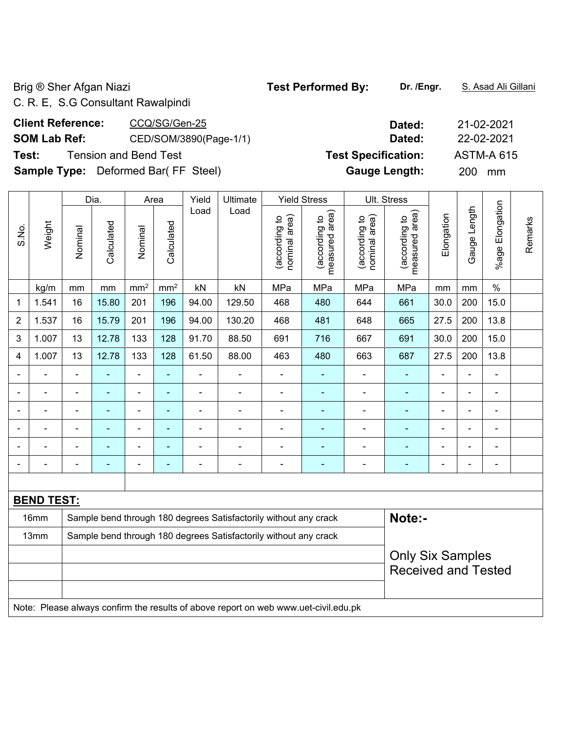Brig ® Sher Afgan Niazi
C. R. E, S.G Consultant Rawalpindi

**Test Performed By:** **Dr. /Engr.** S. Asad Ali Gillani

**Client Reference:** CCQ/SG/Gen-25 **Dated:** 21-02-2021

**SOM Lab Ref:** CED/SOM/3890(Page-1/1) **Dated:** 22-02-2021

**Test:** Tension and Bend Test **Test Specification:** ASTM-A 615

**Sample Type:** Deformed Bar( FF Steel) **Gauge Length:** 200 mm

| S.No. | Weight | Dia. | | Area | | Yield Load | Ultimate Load | Yield Stress | | Ult. Stress | | Elongation | Gauge Length | %age Elongation | Remarks |
|---|---|---|---|---|---|---|---|---|---|---|---|---|---|---|---|
| | | Nominal | Calculated | Nominal | Calculated | | | (according to nominal area) | (according to measured area) | (according to nominal area) | (according to measured area) | | | | |
| | kg/m | mm | mm | mm² | mm² | kN | kN | MPa | MPa | MPa | MPa | mm | mm | % | |
| 1 | 1.541 | 16 | 15.80 | 201 | 196 | 94.00 | 129.50 | 468 | 480 | 644 | 661 | 30.0 | 200 | 15.0 | |
| 2 | 1.537 | 16 | 15.79 | 201 | 196 | 94.00 | 130.20 | 468 | 481 | 648 | 665 | 27.5 | 200 | 13.8 | |
| 3 | 1.007 | 13 | 12.78 | 133 | 128 | 91.70 | 88.50 | 691 | 716 | 667 | 691 | 30.0 | 200 | 15.0 | |
| 4 | 1.007 | 13 | 12.78 | 133 | 128 | 61.50 | 88.00 | 463 | 480 | 663 | 687 | 27.5 | 200 | 13.8 | |
| - | - | - | - | - | - | - | - | - | - | - | - | - | - | - | |
| - | - | - | - | - | - | - | - | - | - | - | - | - | - | - | |
| - | - | - | - | - | - | - | - | - | - | - | - | - | - | - | |
| - | - | - | - | - | - | - | - | - | - | - | - | - | - | - | |
| - | - | - | - | - | - | - | - | - | - | - | - | - | - | - | |
| - | - | - | - | - | - | - | - | - | - | - | - | - | - | - | |

**BEND TEST:**

| | | |
|---|---|---|
| 16mm | Sample bend through 180 degrees Satisfactorily without any crack | **Note:-** |
| 13mm | Sample bend through 180 degrees Satisfactorily without any crack | Only Six Samples Received and Tested |

Note: Please always confirm the results of above report on web www.uet-civil.edu.pk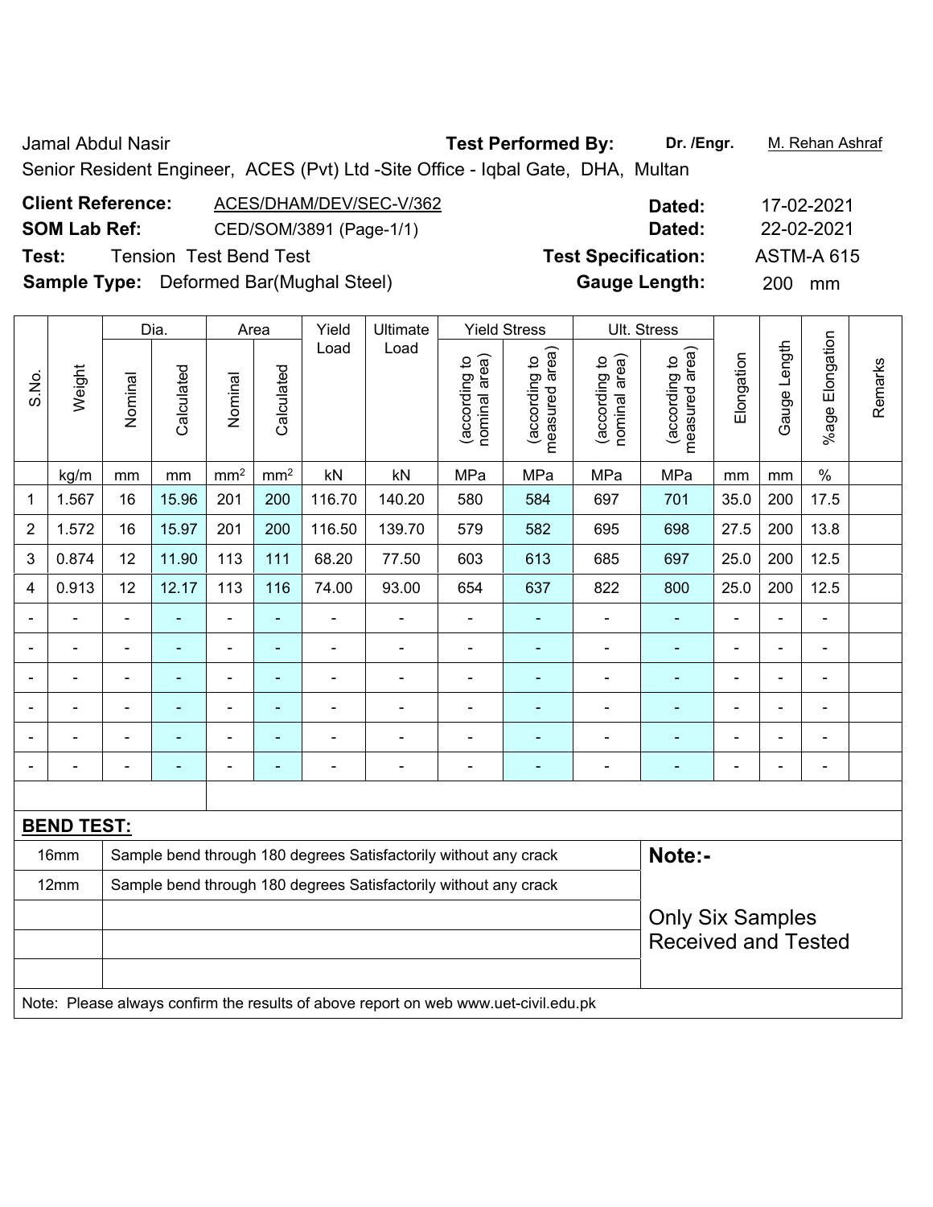Jamal Abdul Nasir **Test Performed By:** **Dr. /Engr.** M. Rehan Ashraf

Senior Resident Engineer, ACES (Pvt) Ltd -Site Office - Iqbal Gate, DHA, Multan

**Client Reference:** ACES/DHAM/DEV/SEC-V/362 **Dated:** 17-02-2021

**SOM Lab Ref:** CED/SOM/3891 (Page-1/1) **Dated:** 22-02-2021

**Test:** Tension Test Bend Test **Test Specification:** ASTM-A 615

**Sample Type:** Deformed Bar(Mughal Steel) **Gauge Length:** 200 mm

| S.No. | Weight | Dia. | | Area | | Yield Load | Ultimate Load | Yield Stress | | Ult. Stress | | Elongation | Gauge Length | %age Elongation | Remarks |
|---|---|---|---|---|---|---|---|---|---|---|---|---|---|---|---|
| | | Nominal | Calculated | Nominal | Calculated | | | (according to nominal area) | (according to measured area) | (according to nominal area) | (according to measured area) | | | | |
| | kg/m | mm | mm | mm² | mm² | kN | kN | MPa | MPa | MPa | MPa | mm | mm | % | |
| 1 | 1.567 | 16 | 15.96 | 201 | 200 | 116.70 | 140.20 | 580 | 584 | 697 | 701 | 35.0 | 200 | 17.5 | |
| 2 | 1.572 | 16 | 15.97 | 201 | 200 | 116.50 | 139.70 | 579 | 582 | 695 | 698 | 27.5 | 200 | 13.8 | |
| 3 | 0.874 | 12 | 11.90 | 113 | 111 | 68.20 | 77.50 | 603 | 613 | 685 | 697 | 25.0 | 200 | 12.5 | |
| 4 | 0.913 | 12 | 12.17 | 113 | 116 | 74.00 | 93.00 | 654 | 637 | 822 | 800 | 25.0 | 200 | 12.5 | |
| - | - | - | - | - | - | - | - | - | - | - | - | - | - | - | |
| - | - | - | - | - | - | - | - | - | - | - | - | - | - | - | |
| - | - | - | - | - | - | - | - | - | - | - | - | - | - | - | |
| - | - | - | - | - | - | - | - | - | - | - | - | - | - | - | |
| - | - | - | - | - | - | - | - | - | - | - | - | - | - | - | |
| - | - | - | - | - | - | - | - | - | - | - | - | - | - | - | |

**BEND TEST:**

| | | |
|---|---|---|
| 16mm | Sample bend through 180 degrees Satisfactorily without any crack | **Note:-** |
| 12mm | Sample bend through 180 degrees Satisfactorily without any crack | Only Six Samples Received and Tested |

Note: Please always confirm the results of above report on web www.uet-civil.edu.pk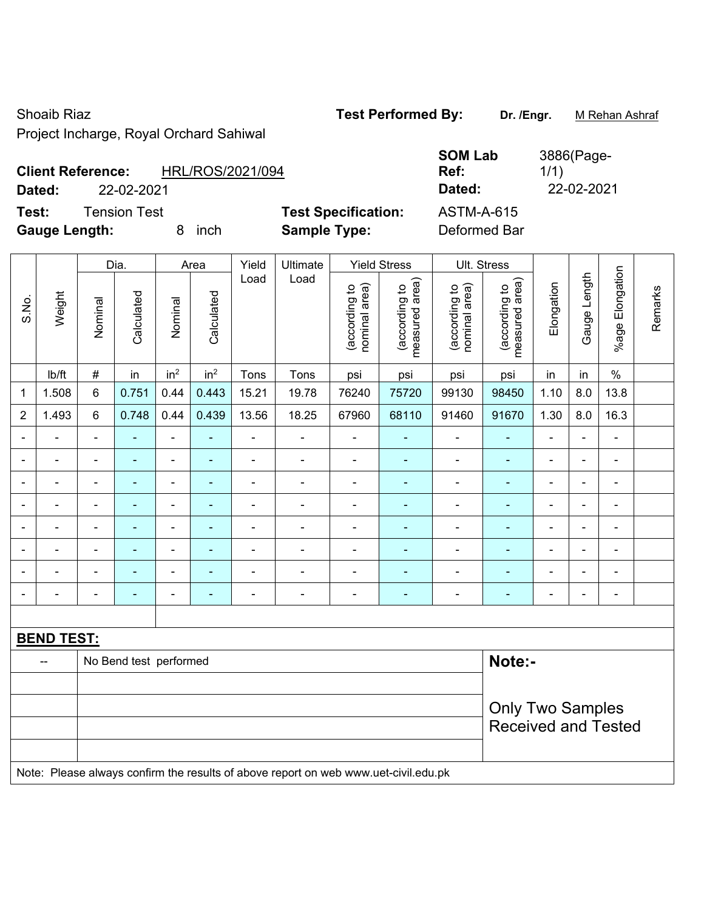Shoaib Riaz

Project Incharge, Royal Orchard Sahiwal

**Test Performed By:** **Dr. /Engr.** M Rehan Ashraf

**Client Reference:** HRL/ROS/2021/094

**Dated:** 22-02-2021

**SOM Lab Ref:** 3886(Page-1/1)

**Dated:** 22-02-2021

**Test:** Tension Test

**Gauge Length:** 8 inch

**Test Specification:** ASTM-A-615

**Sample Type:** Deformed Bar

| S.No. | Weight | Dia. | | Area | | Yield Load | Ultimate Load | Yield Stress | | Ult. Stress | | Elongation | Gauge Length | %age Elongation | Remarks |
|---|---|---|---|---|---|---|---|---|---|---|---|---|---|---|---|
| | | Nominal | Calculated | Nominal | Calculated | | | (according to nominal area) | (according to measured area) | (according to nominal area) | (according to measured area) | | | | |
| | lb/ft | # | in | $in^2$ | $in^2$ | Tons | Tons | psi | psi | psi | psi | in | in | % | |
| 1 | 1.508 | 6 | 0.751 | 0.44 | 0.443 | 15.21 | 19.78 | 76240 | 75720 | 99130 | 98450 | 1.10 | 8.0 | 13.8 | |
| 2 | 1.493 | 6 | 0.748 | 0.44 | 0.439 | 13.56 | 18.25 | 67960 | 68110 | 91460 | 91670 | 1.30 | 8.0 | 16.3 | |
| - | - | - | - | - | - | - | - | - | - | - | - | - | - | - | |
| - | - | - | - | - | - | - | - | - | - | - | - | - | - | - | |
| - | - | - | - | - | - | - | - | - | - | - | - | - | - | - | |
| - | - | - | - | - | - | - | - | - | - | - | - | - | - | - | |
| - | - | - | - | - | - | - | - | - | - | - | - | - | - | - | |
| - | - | - | - | - | - | - | - | - | - | - | - | - | - | - | |
| - | - | - | - | - | - | - | - | - | - | - | - | - | - | - | |
| - | - | - | - | - | - | - | - | - | - | - | - | - | - | - | |

**BEND TEST:**

| -- | No Bend test performed |
|---|---|

**Note:-**

Only Two Samples Received and Tested

Note: Please always confirm the results of above report on web www.uet-civil.edu.pk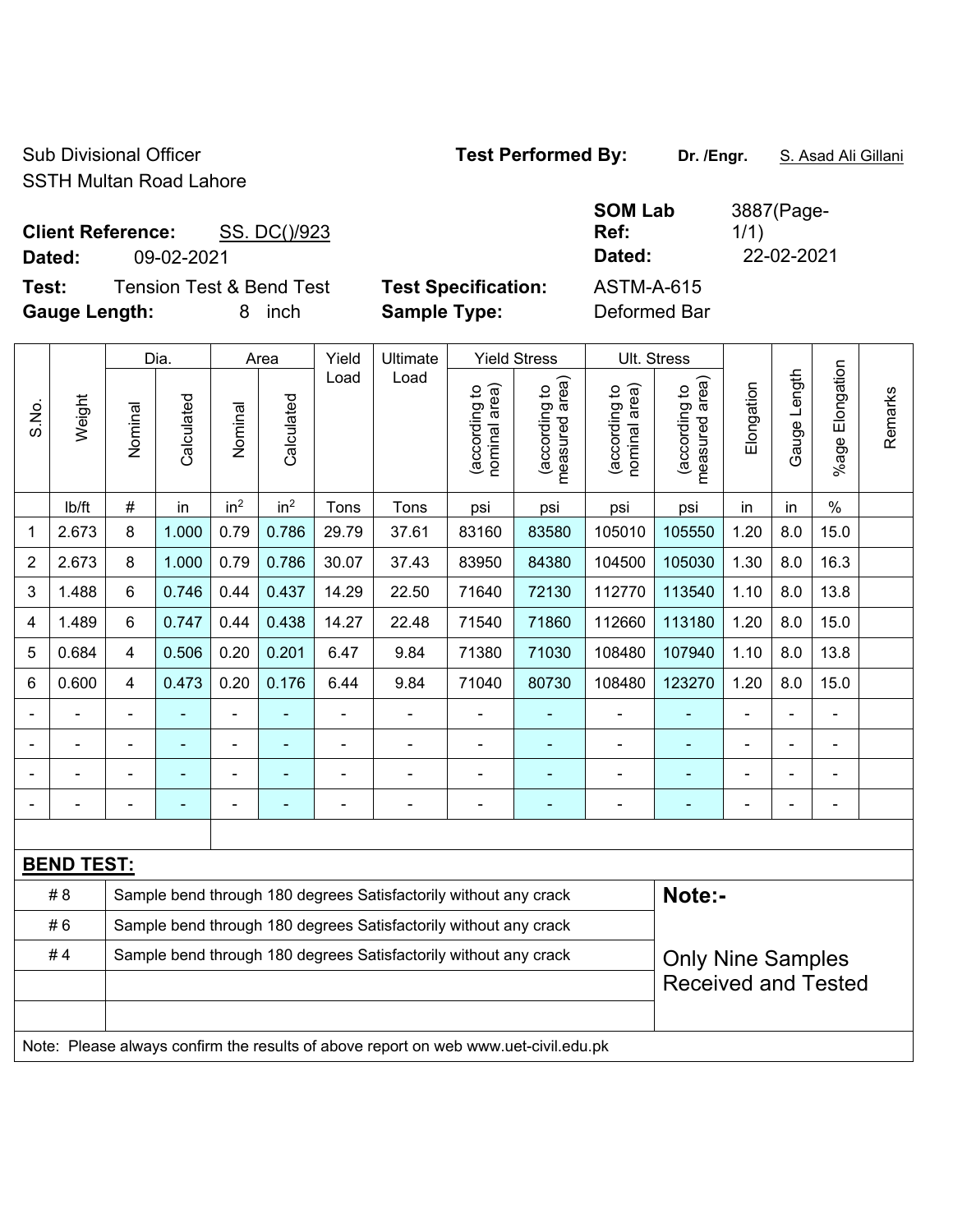Sub Divisional Officer
SSTH Multan Road Lahore

**Test Performed By:** **Dr. /Engr.** S. Asad Ali Gillani

**Client Reference:** SS. DC()/923
**Dated:** 09-02-2021

**SOM Lab Ref:** 3887(Page-1/1)
**Dated:** 22-02-2021

**Test:** Tension Test & Bend Test
**Gauge Length:** 8 inch

**Test Specification:** ASTM-A-615
**Sample Type:** Deformed Bar

| S.No. | Weight | Dia. | | Area | | Yield Load | Ultimate Load | Yield Stress | | Ult. Stress | | Elongation | Gauge Length | %age Elongation | Remarks |
|---|---|---|---|---|---|---|---|---|---|---|---|---|---|---|---|
| | | Nominal | Calculated | Nominal | Calculated | | | (according to nominal area) | (according to measured area) | (according to nominal area) | (according to measured area) | | | | |
| | lb/ft | # | in | in² | in² | Tons | Tons | psi | psi | psi | psi | in | in | % | |
| 1 | 2.673 | 8 | 1.000 | 0.79 | 0.786 | 29.79 | 37.61 | 83160 | 83580 | 105010 | 105550 | 1.20 | 8.0 | 15.0 | |
| 2 | 2.673 | 8 | 1.000 | 0.79 | 0.786 | 30.07 | 37.43 | 83950 | 84380 | 104500 | 105030 | 1.30 | 8.0 | 16.3 | |
| 3 | 1.488 | 6 | 0.746 | 0.44 | 0.437 | 14.29 | 22.50 | 71640 | 72130 | 112770 | 113540 | 1.10 | 8.0 | 13.8 | |
| 4 | 1.489 | 6 | 0.747 | 0.44 | 0.438 | 14.27 | 22.48 | 71540 | 71860 | 112660 | 113180 | 1.20 | 8.0 | 15.0 | |
| 5 | 0.684 | 4 | 0.506 | 0.20 | 0.201 | 6.47 | 9.84 | 71380 | 71030 | 108480 | 107940 | 1.10 | 8.0 | 13.8 | |
| 6 | 0.600 | 4 | 0.473 | 0.20 | 0.176 | 6.44 | 9.84 | 71040 | 80730 | 108480 | 123270 | 1.20 | 8.0 | 15.0 | |
| - | - | - | - | - | - | - | - | - | - | - | - | - | - | - | |
| - | - | - | - | - | - | - | - | - | - | - | - | - | - | - | |
| - | - | - | - | - | - | - | - | - | - | - | - | - | - | - | |
| - | - | - | - | - | - | - | - | - | - | - | - | - | - | - | |

**BEND TEST:**

| | | |
|---|---|---|
| # 8 | Sample bend through 180 degrees Satisfactorily without any crack | **Note:-** |
| # 6 | Sample bend through 180 degrees Satisfactorily without any crack | |
| # 4 | Sample bend through 180 degrees Satisfactorily without any crack | Only Nine Samples Received and Tested |

Note: Please always confirm the results of above report on web www.uet-civil.edu.pk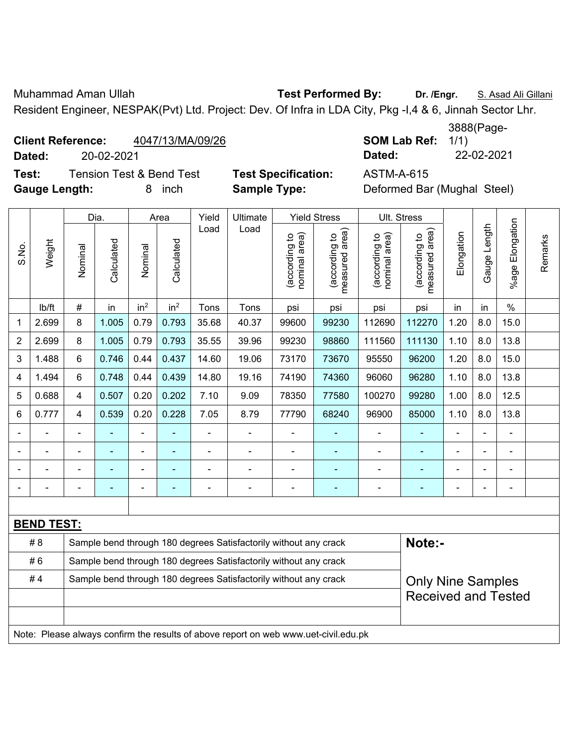Muhammad Aman Ullah **Test Performed By:** **Dr. /Engr.** S. Asad Ali Gillani

Resident Engineer, NESPAK(Pvt) Ltd. Project: Dev. Of Infra in LDA City, Pkg -I,4 & 6, Jinnah Sector Lhr.

**Client Reference:** 4047/13/MA/09/26 **SOM Lab Ref:** 3888(Page-1/1)

**Dated:** 20-02-2021 **Dated:** 22-02-2021

**Test:** Tension Test & Bend Test **Test Specification:** ASTM-A-615

**Gauge Length:** 8 inch **Sample Type:** Deformed Bar (Mughal Steel)

| S.No. | Weight | Dia. | | Area | | Yield Load | Ultimate Load | Yield Stress | | Ult. Stress | | Elongation | Gauge Length | %age Elongation | Remarks |
|---|---|---|---|---|---|---|---|---|---|---|---|---|---|---|---|
| | | Nominal | Calculated | Nominal | Calculated | | | (according to nominal area) | (according to measured area) | (according to nominal area) | (according to measured area) | | | | |
| | lb/ft | # | in | in² | in² | Tons | Tons | psi | psi | psi | psi | in | in | % | |
| 1 | 2.699 | 8 | 1.005 | 0.79 | 0.793 | 35.68 | 40.37 | 99600 | 99230 | 112690 | 112270 | 1.20 | 8.0 | 15.0 | |
| 2 | 2.699 | 8 | 1.005 | 0.79 | 0.793 | 35.55 | 39.96 | 99230 | 98860 | 111560 | 111130 | 1.10 | 8.0 | 13.8 | |
| 3 | 1.488 | 6 | 0.746 | 0.44 | 0.437 | 14.60 | 19.06 | 73170 | 73670 | 95550 | 96200 | 1.20 | 8.0 | 15.0 | |
| 4 | 1.494 | 6 | 0.748 | 0.44 | 0.439 | 14.80 | 19.16 | 74190 | 74360 | 96060 | 96280 | 1.10 | 8.0 | 13.8 | |
| 5 | 0.688 | 4 | 0.507 | 0.20 | 0.202 | 7.10 | 9.09 | 78350 | 77580 | 100270 | 99280 | 1.00 | 8.0 | 12.5 | |
| 6 | 0.777 | 4 | 0.539 | 0.20 | 0.228 | 7.05 | 8.79 | 77790 | 68240 | 96900 | 85000 | 1.10 | 8.0 | 13.8 | |
| - | - | - | - | - | - | - | - | - | - | - | - | - | - | - | |
| - | - | - | - | - | - | - | - | - | - | - | - | - | - | - | |
| - | - | - | - | - | - | - | - | - | - | - | - | - | - | - | |
| - | - | - | - | - | - | - | - | - | - | - | - | - | - | - | |

**BEND TEST:**

| | | |
|---|---|---|
| # 8 | Sample bend through 180 degrees Satisfactorily without any crack | **Note:-** |
| # 6 | Sample bend through 180 degrees Satisfactorily without any crack | |
| # 4 | Sample bend through 180 degrees Satisfactorily without any crack | Only Nine Samples Received and Tested |

Note: Please always confirm the results of above report on web www.uet-civil.edu.pk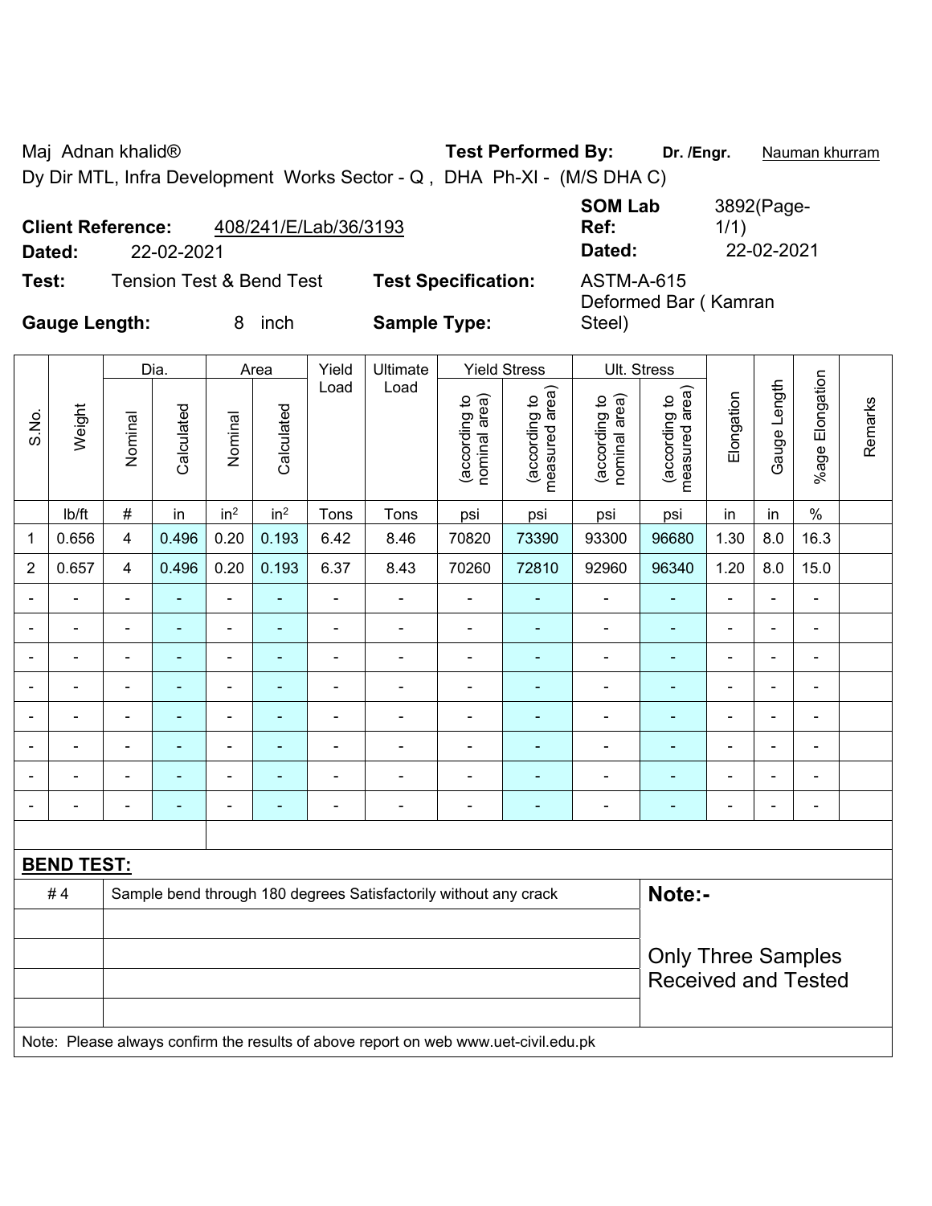Maj Adnan khalid® **Test Performed By:** **Dr. /Engr.** Nauman khurram

Dy Dir MTL, Infra Development Works Sector - Q , DHA Ph-XI - (M/S DHA C)

**Client Reference:** 408/241/E/Lab/36/3193 **SOM Lab Ref:** 3892(Page-1/1)

**Dated:** 22-02-2021 **Dated:** 22-02-2021

**Test:** Tension Test & Bend Test **Test Specification:** ASTM-A-615

**Gauge Length:** 8 inch **Sample Type:** Deformed Bar ( Kamran Steel)

| S.No. | Weight | Dia. | | Area | | Yield Load | Ultimate Load | Yield Stress | | Ult. Stress | | Elongation | Gauge Length | %age Elongation | Remarks |
|---|---|---|---|---|---|---|---|---|---|---|---|---|---|---|---|
| | | Nominal | Calculated | Nominal | Calculated | | | (according to nominal area) | (according to measured area) | (according to nominal area) | (according to measured area) | | | | |
| | lb/ft | # | in | in² | in² | Tons | Tons | psi | psi | psi | psi | in | in | % | |
| 1 | 0.656 | 4 | 0.496 | 0.20 | 0.193 | 6.42 | 8.46 | 70820 | 73390 | 93300 | 96680 | 1.30 | 8.0 | 16.3 | |
| 2 | 0.657 | 4 | 0.496 | 0.20 | 0.193 | 6.37 | 8.43 | 70260 | 72810 | 92960 | 96340 | 1.20 | 8.0 | 15.0 | |
| - | - | - | - | - | - | - | - | - | - | - | - | - | - | - | |
| - | - | - | - | - | - | - | - | - | - | - | - | - | - | - | |
| - | - | - | - | - | - | - | - | - | - | - | - | - | - | - | |
| - | - | - | - | - | - | - | - | - | - | - | - | - | - | - | |
| - | - | - | - | - | - | - | - | - | - | - | - | - | - | - | |
| - | - | - | - | - | - | - | - | - | - | - | - | - | - | - | |
| - | - | - | - | - | - | - | - | - | - | - | - | - | - | - | |
| - | - | - | - | - | - | - | - | - | - | - | - | - | - | - | |

**BEND TEST:**

| | | |
|---|---|---|
| # 4 | Sample bend through 180 degrees Satisfactorily without any crack | **Note:-** |
| | | Only Three Samples Received and Tested |

Note: Please always confirm the results of above report on web www.uet-civil.edu.pk